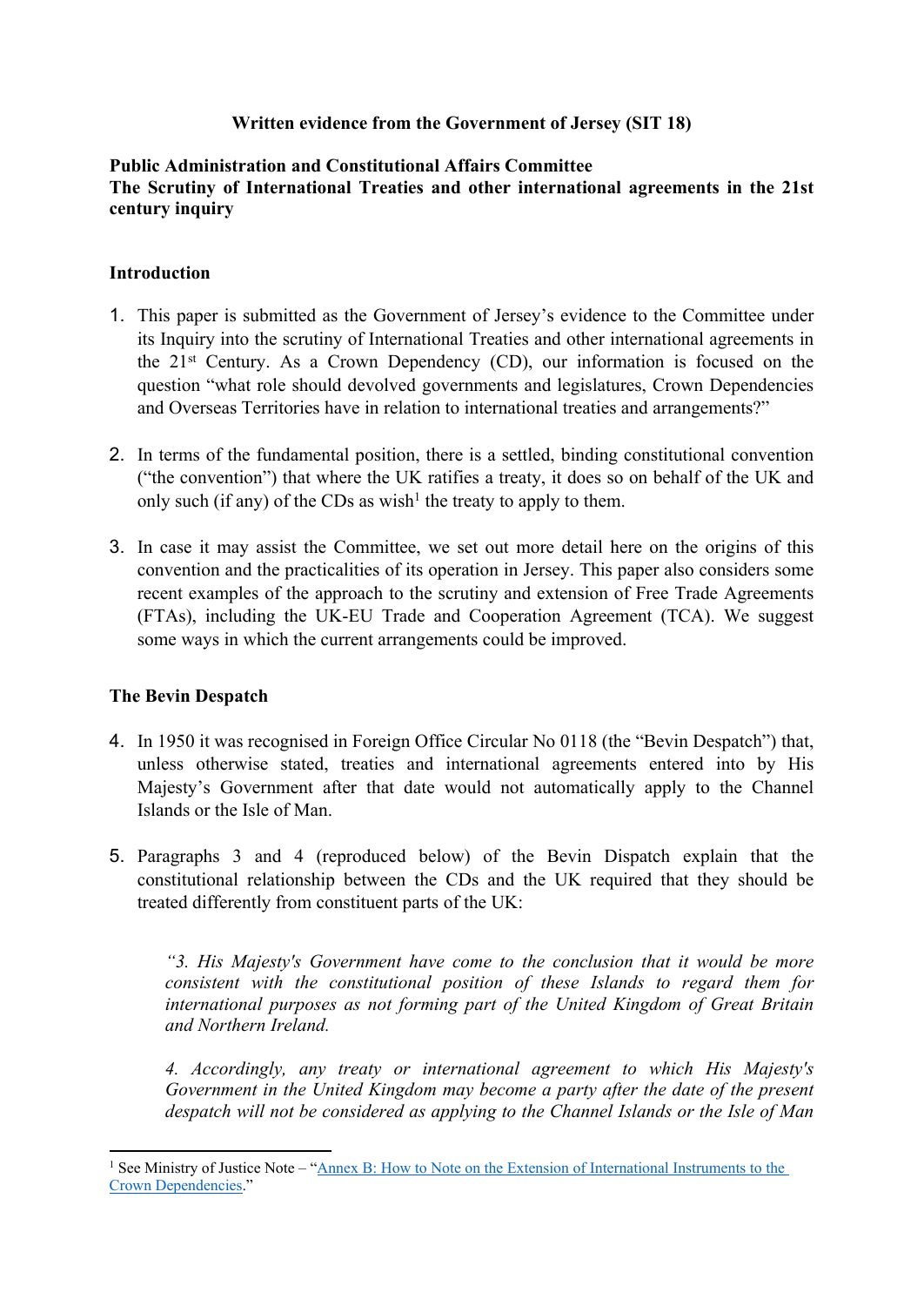**Written evidence from the Government of Jersey (SIT 18)**

**Public Administration and Constitutional Affairs Committee**
**The Scrutiny of International Treaties and other international agreements in the 21st century inquiry**

## Introduction

1. This paper is submitted as the Government of Jersey's evidence to the Committee under its Inquiry into the scrutiny of International Treaties and other international agreements in the 21st Century. As a Crown Dependency (CD), our information is focused on the question "what role should devolved governments and legislatures, Crown Dependencies and Overseas Territories have in relation to international treaties and arrangements?"

2. In terms of the fundamental position, there is a settled, binding constitutional convention ("the convention") that where the UK ratifies a treaty, it does so on behalf of the UK and only such (if any) of the CDs as wish[1] the treaty to apply to them.

3. In case it may assist the Committee, we set out more detail here on the origins of this convention and the practicalities of its operation in Jersey. This paper also considers some recent examples of the approach to the scrutiny and extension of Free Trade Agreements (FTAs), including the UK-EU Trade and Cooperation Agreement (TCA). We suggest some ways in which the current arrangements could be improved.

## The Bevin Despatch

4. In 1950 it was recognised in Foreign Office Circular No 0118 (the "Bevin Despatch") that, unless otherwise stated, treaties and international agreements entered into by His Majesty's Government after that date would not automatically apply to the Channel Islands or the Isle of Man.

5. Paragraphs 3 and 4 (reproduced below) of the Bevin Dispatch explain that the constitutional relationship between the CDs and the UK required that they should be treated differently from constituent parts of the UK:

   *"3. His Majesty's Government have come to the conclusion that it would be more consistent with the constitutional position of these Islands to regard them for international purposes as not forming part of the United Kingdom of Great Britain and Northern Ireland.*

   *4. Accordingly, any treaty or international agreement to which His Majesty's Government in the United Kingdom may become a party after the date of the present despatch will not be considered as applying to the Channel Islands or the Isle of Man*

[1] See Ministry of Justice Note – "Annex B: How to Note on the Extension of International Instruments to the Crown Dependencies."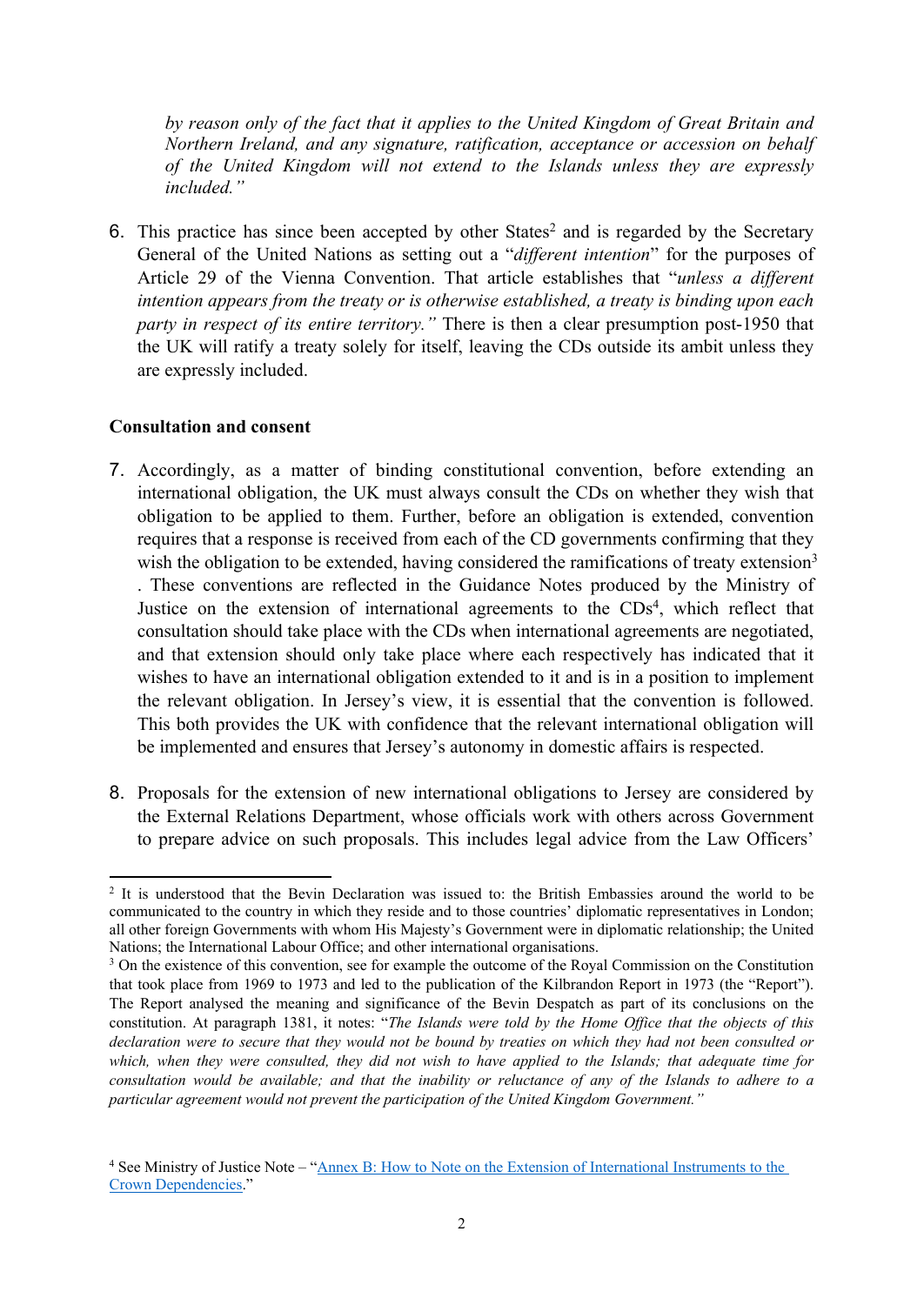*by reason only of the fact that it applies to the United Kingdom of Great Britain and Northern Ireland, and any signature, ratification, acceptance or accession on behalf of the United Kingdom will not extend to the Islands unless they are expressly included."*

6. This practice has since been accepted by other States[2] and is regarded by the Secretary General of the United Nations as setting out a "*different intention*" for the purposes of Article 29 of the Vienna Convention. That article establishes that "*unless a different intention appears from the treaty or is otherwise established, a treaty is binding upon each party in respect of its entire territory."* There is then a clear presumption post-1950 that the UK will ratify a treaty solely for itself, leaving the CDs outside its ambit unless they are expressly included.

**Consultation and consent**

7. Accordingly, as a matter of binding constitutional convention, before extending an international obligation, the UK must always consult the CDs on whether they wish that obligation to be applied to them. Further, before an obligation is extended, convention requires that a response is received from each of the CD governments confirming that they wish the obligation to be extended, having considered the ramifications of treaty extension[3]. These conventions are reflected in the Guidance Notes produced by the Ministry of Justice on the extension of international agreements to the CDs[4], which reflect that consultation should take place with the CDs when international agreements are negotiated, and that extension should only take place where each respectively has indicated that it wishes to have an international obligation extended to it and is in a position to implement the relevant obligation. In Jersey's view, it is essential that the convention is followed. This both provides the UK with confidence that the relevant international obligation will be implemented and ensures that Jersey's autonomy in domestic affairs is respected.

8. Proposals for the extension of new international obligations to Jersey are considered by the External Relations Department, whose officials work with others across Government to prepare advice on such proposals. This includes legal advice from the Law Officers'

---

[2] It is understood that the Bevin Declaration was issued to: the British Embassies around the world to be communicated to the country in which they reside and to those countries' diplomatic representatives in London; all other foreign Governments with whom His Majesty's Government were in diplomatic relationship; the United Nations; the International Labour Office; and other international organisations.

[3] On the existence of this convention, see for example the outcome of the Royal Commission on the Constitution that took place from 1969 to 1973 and led to the publication of the Kilbrandon Report in 1973 (the "Report"). The Report analysed the meaning and significance of the Bevin Despatch as part of its conclusions on the constitution. At paragraph 1381, it notes: "*The Islands were told by the Home Office that the objects of this declaration were to secure that they would not be bound by treaties on which they had not been consulted or which, when they were consulted, they did not wish to have applied to the Islands; that adequate time for consultation would be available; and that the inability or reluctance of any of the Islands to adhere to a particular agreement would not prevent the participation of the United Kingdom Government."*

[4] See Ministry of Justice Note – "Annex B: How to Note on the Extension of International Instruments to the Crown Dependencies."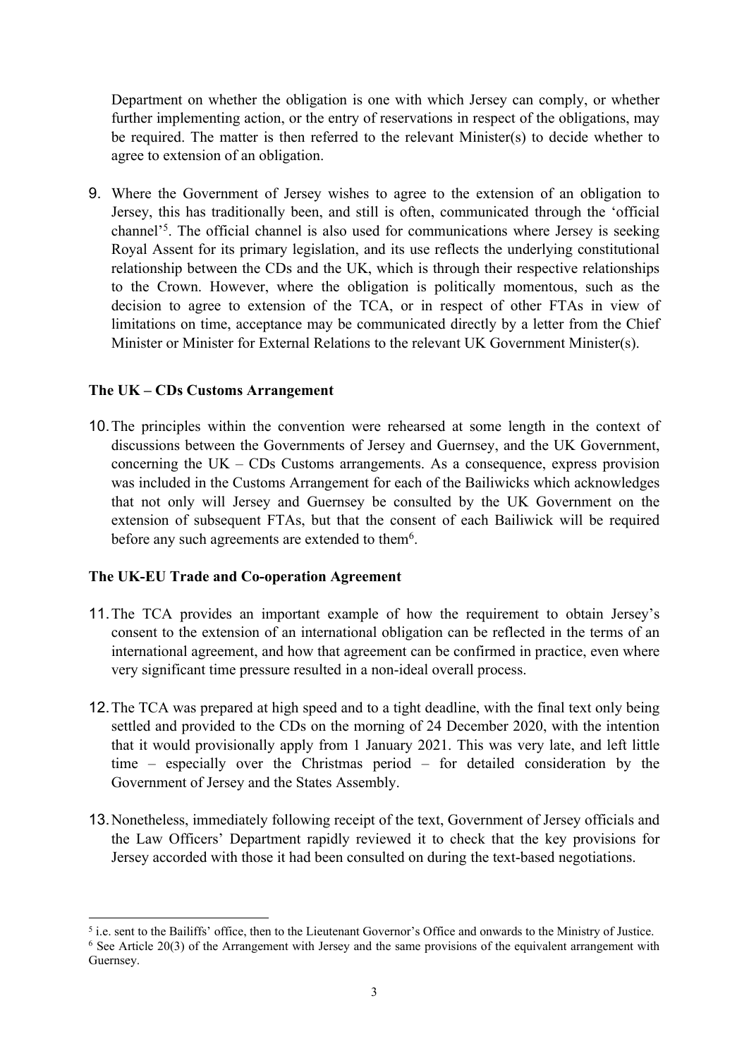Department on whether the obligation is one with which Jersey can comply, or whether further implementing action, or the entry of reservations in respect of the obligations, may be required. The matter is then referred to the relevant Minister(s) to decide whether to agree to extension of an obligation.

9. Where the Government of Jersey wishes to agree to the extension of an obligation to Jersey, this has traditionally been, and still is often, communicated through the 'official channel'[5]. The official channel is also used for communications where Jersey is seeking Royal Assent for its primary legislation, and its use reflects the underlying constitutional relationship between the CDs and the UK, which is through their respective relationships to the Crown. However, where the obligation is politically momentous, such as the decision to agree to extension of the TCA, or in respect of other FTAs in view of limitations on time, acceptance may be communicated directly by a letter from the Chief Minister or Minister for External Relations to the relevant UK Government Minister(s).

**The UK – CDs Customs Arrangement**

10. The principles within the convention were rehearsed at some length in the context of discussions between the Governments of Jersey and Guernsey, and the UK Government, concerning the UK – CDs Customs arrangements. As a consequence, express provision was included in the Customs Arrangement for each of the Bailiwicks which acknowledges that not only will Jersey and Guernsey be consulted by the UK Government on the extension of subsequent FTAs, but that the consent of each Bailiwick will be required before any such agreements are extended to them[6].

**The UK-EU Trade and Co-operation Agreement**

11. The TCA provides an important example of how the requirement to obtain Jersey's consent to the extension of an international obligation can be reflected in the terms of an international agreement, and how that agreement can be confirmed in practice, even where very significant time pressure resulted in a non-ideal overall process.

12. The TCA was prepared at high speed and to a tight deadline, with the final text only being settled and provided to the CDs on the morning of 24 December 2020, with the intention that it would provisionally apply from 1 January 2021. This was very late, and left little time – especially over the Christmas period – for detailed consideration by the Government of Jersey and the States Assembly.

13. Nonetheless, immediately following receipt of the text, Government of Jersey officials and the Law Officers' Department rapidly reviewed it to check that the key provisions for Jersey accorded with those it had been consulted on during the text-based negotiations.

---

[5] i.e. sent to the Bailiffs' office, then to the Lieutenant Governor's Office and onwards to the Ministry of Justice.

[6] See Article 20(3) of the Arrangement with Jersey and the same provisions of the equivalent arrangement with Guernsey.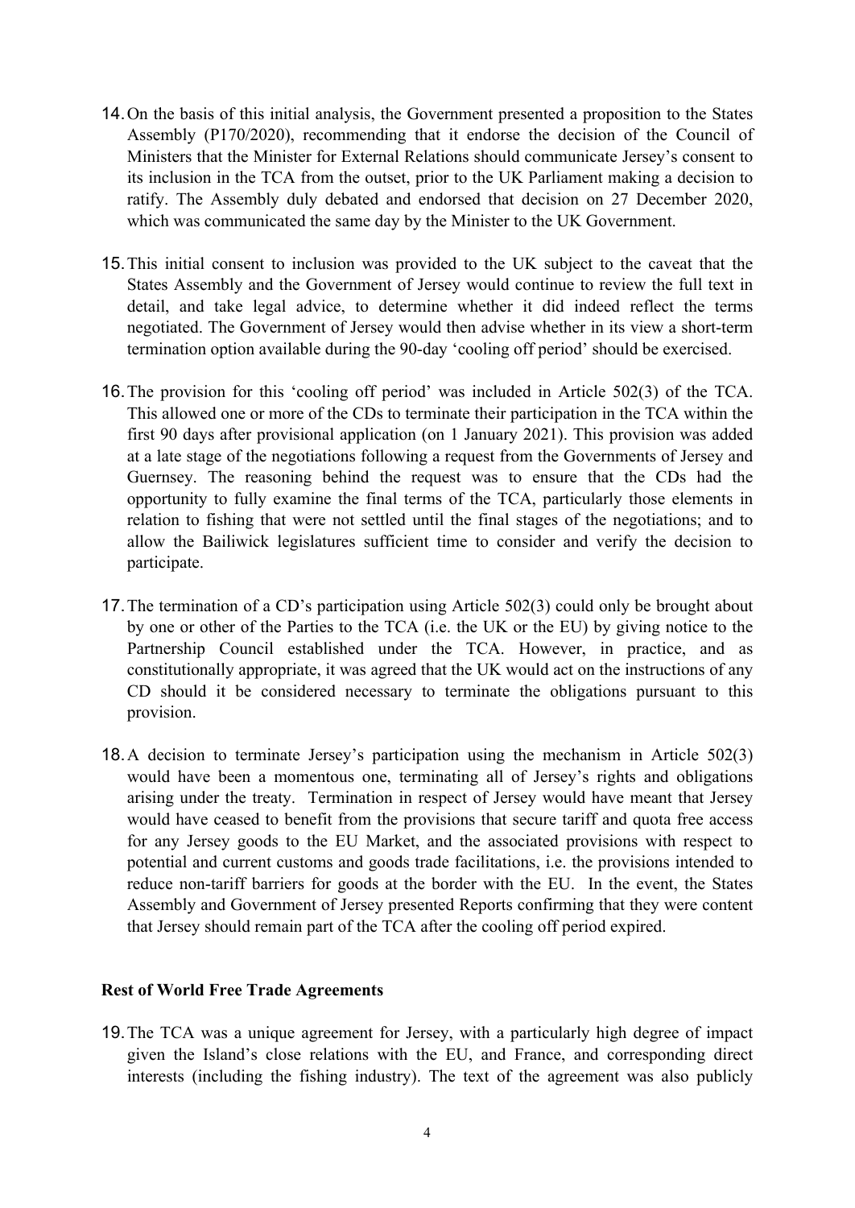14. On the basis of this initial analysis, the Government presented a proposition to the States Assembly (P170/2020), recommending that it endorse the decision of the Council of Ministers that the Minister for External Relations should communicate Jersey's consent to its inclusion in the TCA from the outset, prior to the UK Parliament making a decision to ratify. The Assembly duly debated and endorsed that decision on 27 December 2020, which was communicated the same day by the Minister to the UK Government.

15. This initial consent to inclusion was provided to the UK subject to the caveat that the States Assembly and the Government of Jersey would continue to review the full text in detail, and take legal advice, to determine whether it did indeed reflect the terms negotiated. The Government of Jersey would then advise whether in its view a short-term termination option available during the 90-day 'cooling off period' should be exercised.

16. The provision for this 'cooling off period' was included in Article 502(3) of the TCA. This allowed one or more of the CDs to terminate their participation in the TCA within the first 90 days after provisional application (on 1 January 2021). This provision was added at a late stage of the negotiations following a request from the Governments of Jersey and Guernsey. The reasoning behind the request was to ensure that the CDs had the opportunity to fully examine the final terms of the TCA, particularly those elements in relation to fishing that were not settled until the final stages of the negotiations; and to allow the Bailiwick legislatures sufficient time to consider and verify the decision to participate.

17. The termination of a CD's participation using Article 502(3) could only be brought about by one or other of the Parties to the TCA (i.e. the UK or the EU) by giving notice to the Partnership Council established under the TCA. However, in practice, and as constitutionally appropriate, it was agreed that the UK would act on the instructions of any CD should it be considered necessary to terminate the obligations pursuant to this provision.

18. A decision to terminate Jersey's participation using the mechanism in Article 502(3) would have been a momentous one, terminating all of Jersey's rights and obligations arising under the treaty. Termination in respect of Jersey would have meant that Jersey would have ceased to benefit from the provisions that secure tariff and quota free access for any Jersey goods to the EU Market, and the associated provisions with respect to potential and current customs and goods trade facilitations, i.e. the provisions intended to reduce non-tariff barriers for goods at the border with the EU. In the event, the States Assembly and Government of Jersey presented Reports confirming that they were content that Jersey should remain part of the TCA after the cooling off period expired.

**Rest of World Free Trade Agreements**

19. The TCA was a unique agreement for Jersey, with a particularly high degree of impact given the Island's close relations with the EU, and France, and corresponding direct interests (including the fishing industry). The text of the agreement was also publicly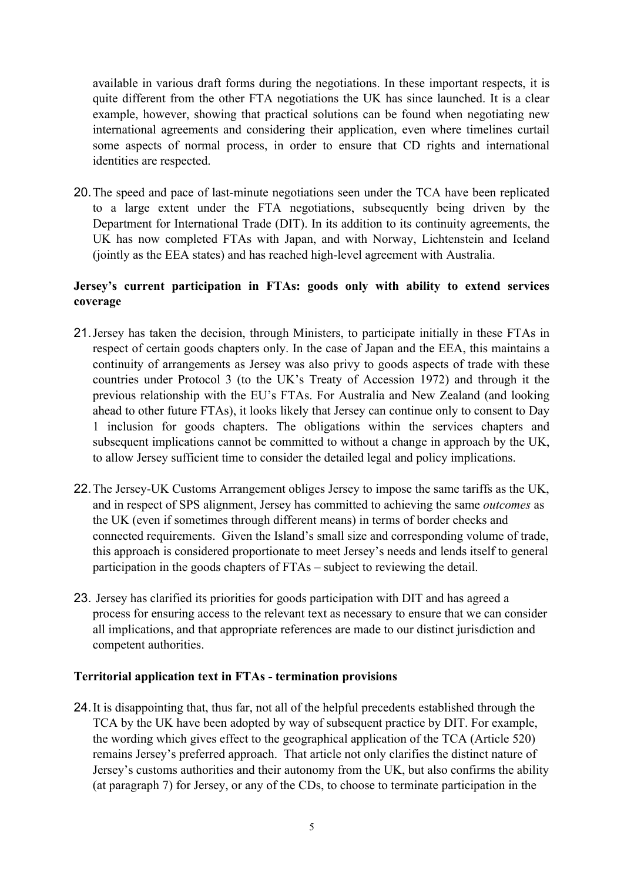available in various draft forms during the negotiations. In these important respects, it is quite different from the other FTA negotiations the UK has since launched. It is a clear example, however, showing that practical solutions can be found when negotiating new international agreements and considering their application, even where timelines curtail some aspects of normal process, in order to ensure that CD rights and international identities are respected.

20. The speed and pace of last-minute negotiations seen under the TCA have been replicated to a large extent under the FTA negotiations, subsequently being driven by the Department for International Trade (DIT). In its addition to its continuity agreements, the UK has now completed FTAs with Japan, and with Norway, Lichtenstein and Iceland (jointly as the EEA states) and has reached high-level agreement with Australia.

**Jersey's current participation in FTAs: goods only with ability to extend services coverage**

21. Jersey has taken the decision, through Ministers, to participate initially in these FTAs in respect of certain goods chapters only. In the case of Japan and the EEA, this maintains a continuity of arrangements as Jersey was also privy to goods aspects of trade with these countries under Protocol 3 (to the UK's Treaty of Accession 1972) and through it the previous relationship with the EU's FTAs. For Australia and New Zealand (and looking ahead to other future FTAs), it looks likely that Jersey can continue only to consent to Day 1 inclusion for goods chapters. The obligations within the services chapters and subsequent implications cannot be committed to without a change in approach by the UK, to allow Jersey sufficient time to consider the detailed legal and policy implications.

22. The Jersey-UK Customs Arrangement obliges Jersey to impose the same tariffs as the UK, and in respect of SPS alignment, Jersey has committed to achieving the same *outcomes* as the UK (even if sometimes through different means) in terms of border checks and connected requirements. Given the Island's small size and corresponding volume of trade, this approach is considered proportionate to meet Jersey's needs and lends itself to general participation in the goods chapters of FTAs – subject to reviewing the detail.

23. Jersey has clarified its priorities for goods participation with DIT and has agreed a process for ensuring access to the relevant text as necessary to ensure that we can consider all implications, and that appropriate references are made to our distinct jurisdiction and competent authorities.

**Territorial application text in FTAs - termination provisions**

24. It is disappointing that, thus far, not all of the helpful precedents established through the TCA by the UK have been adopted by way of subsequent practice by DIT. For example, the wording which gives effect to the geographical application of the TCA (Article 520) remains Jersey's preferred approach. That article not only clarifies the distinct nature of Jersey's customs authorities and their autonomy from the UK, but also confirms the ability (at paragraph 7) for Jersey, or any of the CDs, to choose to terminate participation in the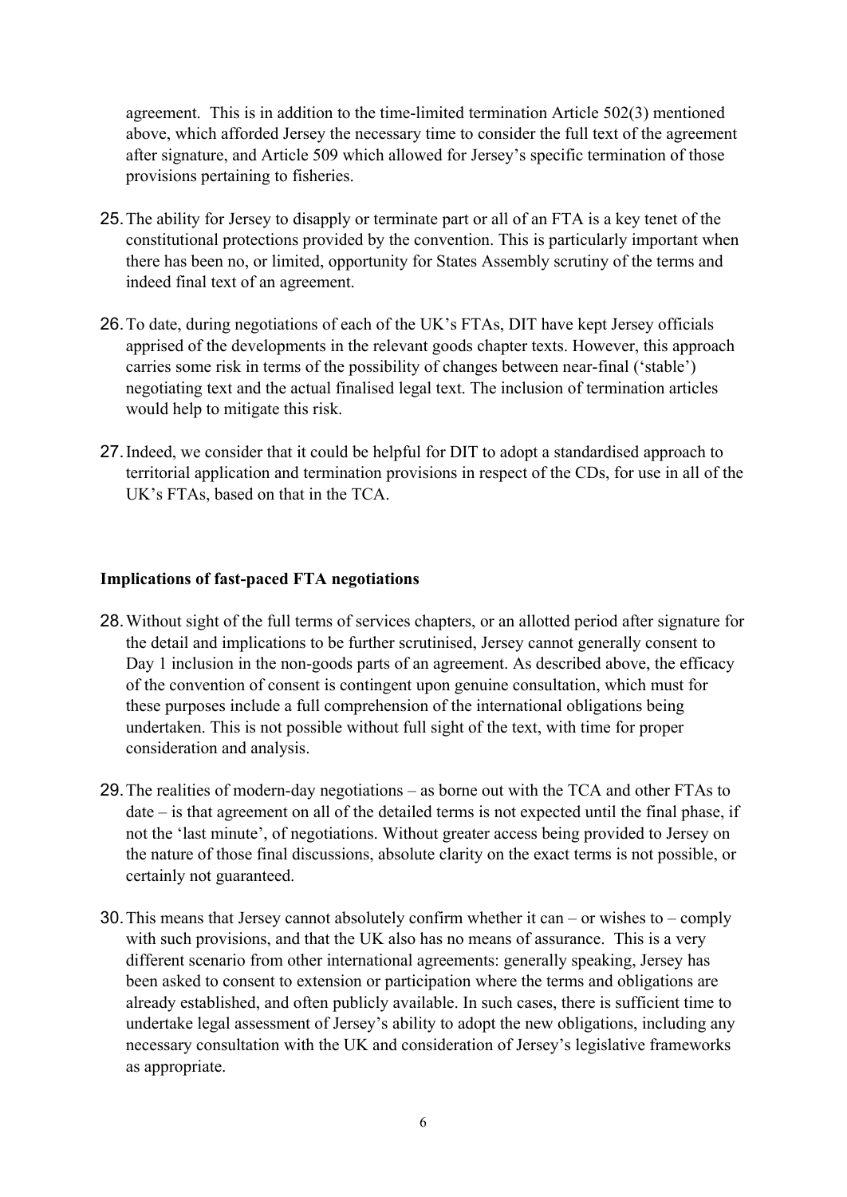agreement. This is in addition to the time-limited termination Article 502(3) mentioned above, which afforded Jersey the necessary time to consider the full text of the agreement after signature, and Article 509 which allowed for Jersey's specific termination of those provisions pertaining to fisheries.

25. The ability for Jersey to disapply or terminate part or all of an FTA is a key tenet of the constitutional protections provided by the convention. This is particularly important when there has been no, or limited, opportunity for States Assembly scrutiny of the terms and indeed final text of an agreement.

26. To date, during negotiations of each of the UK's FTAs, DIT have kept Jersey officials apprised of the developments in the relevant goods chapter texts. However, this approach carries some risk in terms of the possibility of changes between near-final ('stable') negotiating text and the actual finalised legal text. The inclusion of termination articles would help to mitigate this risk.

27. Indeed, we consider that it could be helpful for DIT to adopt a standardised approach to territorial application and termination provisions in respect of the CDs, for use in all of the UK's FTAs, based on that in the TCA.

**Implications of fast-paced FTA negotiations**

28. Without sight of the full terms of services chapters, or an allotted period after signature for the detail and implications to be further scrutinised, Jersey cannot generally consent to Day 1 inclusion in the non-goods parts of an agreement. As described above, the efficacy of the convention of consent is contingent upon genuine consultation, which must for these purposes include a full comprehension of the international obligations being undertaken. This is not possible without full sight of the text, with time for proper consideration and analysis.

29. The realities of modern-day negotiations – as borne out with the TCA and other FTAs to date – is that agreement on all of the detailed terms is not expected until the final phase, if not the 'last minute', of negotiations. Without greater access being provided to Jersey on the nature of those final discussions, absolute clarity on the exact terms is not possible, or certainly not guaranteed.

30. This means that Jersey cannot absolutely confirm whether it can – or wishes to – comply with such provisions, and that the UK also has no means of assurance. This is a very different scenario from other international agreements: generally speaking, Jersey has been asked to consent to extension or participation where the terms and obligations are already established, and often publicly available. In such cases, there is sufficient time to undertake legal assessment of Jersey's ability to adopt the new obligations, including any necessary consultation with the UK and consideration of Jersey's legislative frameworks as appropriate.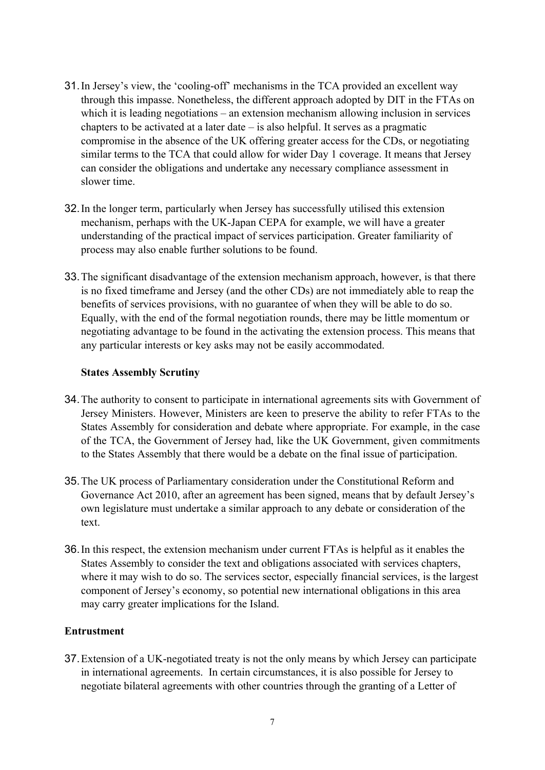31. In Jersey's view, the 'cooling-off' mechanisms in the TCA provided an excellent way through this impasse. Nonetheless, the different approach adopted by DIT in the FTAs on which it is leading negotiations – an extension mechanism allowing inclusion in services chapters to be activated at a later date – is also helpful. It serves as a pragmatic compromise in the absence of the UK offering greater access for the CDs, or negotiating similar terms to the TCA that could allow for wider Day 1 coverage. It means that Jersey can consider the obligations and undertake any necessary compliance assessment in slower time.

32. In the longer term, particularly when Jersey has successfully utilised this extension mechanism, perhaps with the UK-Japan CEPA for example, we will have a greater understanding of the practical impact of services participation. Greater familiarity of process may also enable further solutions to be found.

33. The significant disadvantage of the extension mechanism approach, however, is that there is no fixed timeframe and Jersey (and the other CDs) are not immediately able to reap the benefits of services provisions, with no guarantee of when they will be able to do so. Equally, with the end of the formal negotiation rounds, there may be little momentum or negotiating advantage to be found in the activating the extension process. This means that any particular interests or key asks may not be easily accommodated.

### States Assembly Scrutiny

34. The authority to consent to participate in international agreements sits with Government of Jersey Ministers. However, Ministers are keen to preserve the ability to refer FTAs to the States Assembly for consideration and debate where appropriate. For example, in the case of the TCA, the Government of Jersey had, like the UK Government, given commitments to the States Assembly that there would be a debate on the final issue of participation.

35. The UK process of Parliamentary consideration under the Constitutional Reform and Governance Act 2010, after an agreement has been signed, means that by default Jersey's own legislature must undertake a similar approach to any debate or consideration of the text.

36. In this respect, the extension mechanism under current FTAs is helpful as it enables the States Assembly to consider the text and obligations associated with services chapters, where it may wish to do so. The services sector, especially financial services, is the largest component of Jersey's economy, so potential new international obligations in this area may carry greater implications for the Island.

## Entrustment

37. Extension of a UK-negotiated treaty is not the only means by which Jersey can participate in international agreements. In certain circumstances, it is also possible for Jersey to negotiate bilateral agreements with other countries through the granting of a Letter of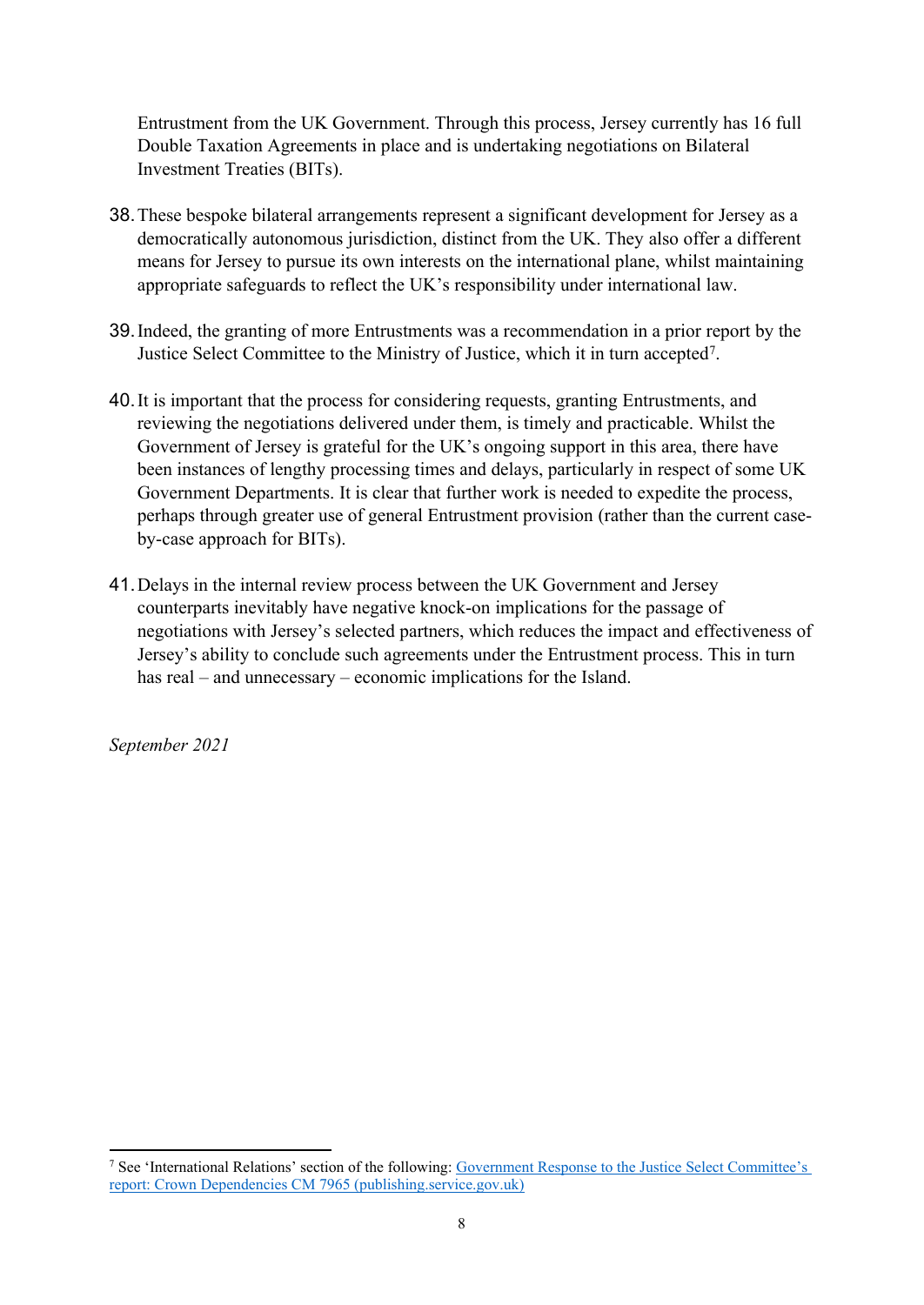Entrustment from the UK Government. Through this process, Jersey currently has 16 full Double Taxation Agreements in place and is undertaking negotiations on Bilateral Investment Treaties (BITs).

38. These bespoke bilateral arrangements represent a significant development for Jersey as a democratically autonomous jurisdiction, distinct from the UK. They also offer a different means for Jersey to pursue its own interests on the international plane, whilst maintaining appropriate safeguards to reflect the UK's responsibility under international law.

39. Indeed, the granting of more Entrustments was a recommendation in a prior report by the Justice Select Committee to the Ministry of Justice, which it in turn accepted[7].

40. It is important that the process for considering requests, granting Entrustments, and reviewing the negotiations delivered under them, is timely and practicable. Whilst the Government of Jersey is grateful for the UK's ongoing support in this area, there have been instances of lengthy processing times and delays, particularly in respect of some UK Government Departments. It is clear that further work is needed to expedite the process, perhaps through greater use of general Entrustment provision (rather than the current case-by-case approach for BITs).

41. Delays in the internal review process between the UK Government and Jersey counterparts inevitably have negative knock-on implications for the passage of negotiations with Jersey's selected partners, which reduces the impact and effectiveness of Jersey's ability to conclude such agreements under the Entrustment process. This in turn has real – and unnecessary – economic implications for the Island.

*September 2021*

---

[7] See 'International Relations' section of the following: [Government Response to the Justice Select Committee's report: Crown Dependencies CM 7965 (publishing.service.gov.uk)]